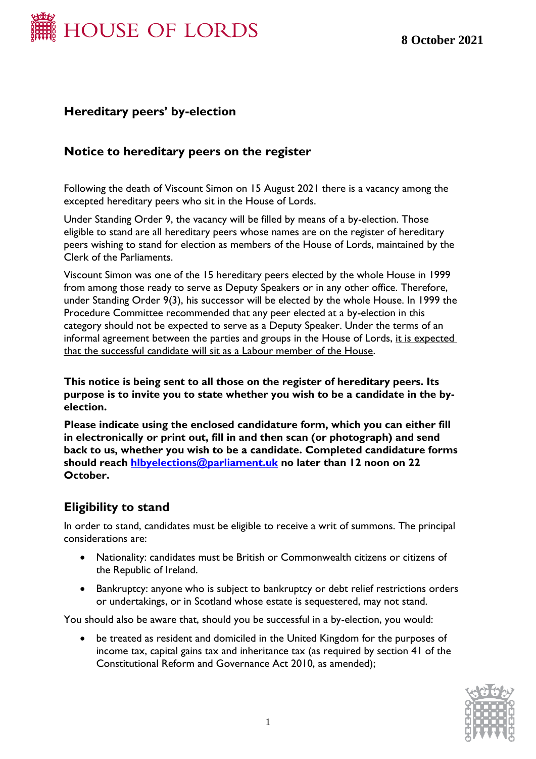HOUSE OF LORDS

**8 October 2021**

## Hereditary peers' by-election

## Notice to hereditary peers on the register

Following the death of Viscount Simon on 15 August 2021 there is a vacancy among the excepted hereditary peers who sit in the House of Lords.

Under Standing Order 9, the vacancy will be filled by means of a by-election. Those eligible to stand are all hereditary peers whose names are on the register of hereditary peers wishing to stand for election as members of the House of Lords, maintained by the Clerk of the Parliaments.

Viscount Simon was one of the 15 hereditary peers elected by the whole House in 1999 from among those ready to serve as Deputy Speakers or in any other office. Therefore, under Standing Order 9(3), his successor will be elected by the whole House. In 1999 the Procedure Committee recommended that any peer elected at a by-election in this category should not be expected to serve as a Deputy Speaker. Under the terms of an informal agreement between the parties and groups in the House of Lords, it is expected that the successful candidate will sit as a Labour member of the House.

**This notice is being sent to all those on the register of hereditary peers. Its purpose is to invite you to state whether you wish to be a candidate in the by-election.**

**Please indicate using the enclosed candidature form, which you can either fill in electronically or print out, fill in and then scan (or photograph) and send back to us, whether you wish to be a candidate. Completed candidature forms should reach [hlbyelections@parliament.uk](mailto:hlbyelections@parliament.uk) no later than 12 noon on 22 October.**

## Eligibility to stand

In order to stand, candidates must be eligible to receive a writ of summons. The principal considerations are:

- Nationality: candidates must be British or Commonwealth citizens or citizens of the Republic of Ireland.
- Bankruptcy: anyone who is subject to bankruptcy or debt relief restrictions orders or undertakings, or in Scotland whose estate is sequestered, may not stand.

You should also be aware that, should you be successful in a by-election, you would:

- be treated as resident and domiciled in the United Kingdom for the purposes of income tax, capital gains tax and inheritance tax (as required by section 41 of the Constitutional Reform and Governance Act 2010, as amended);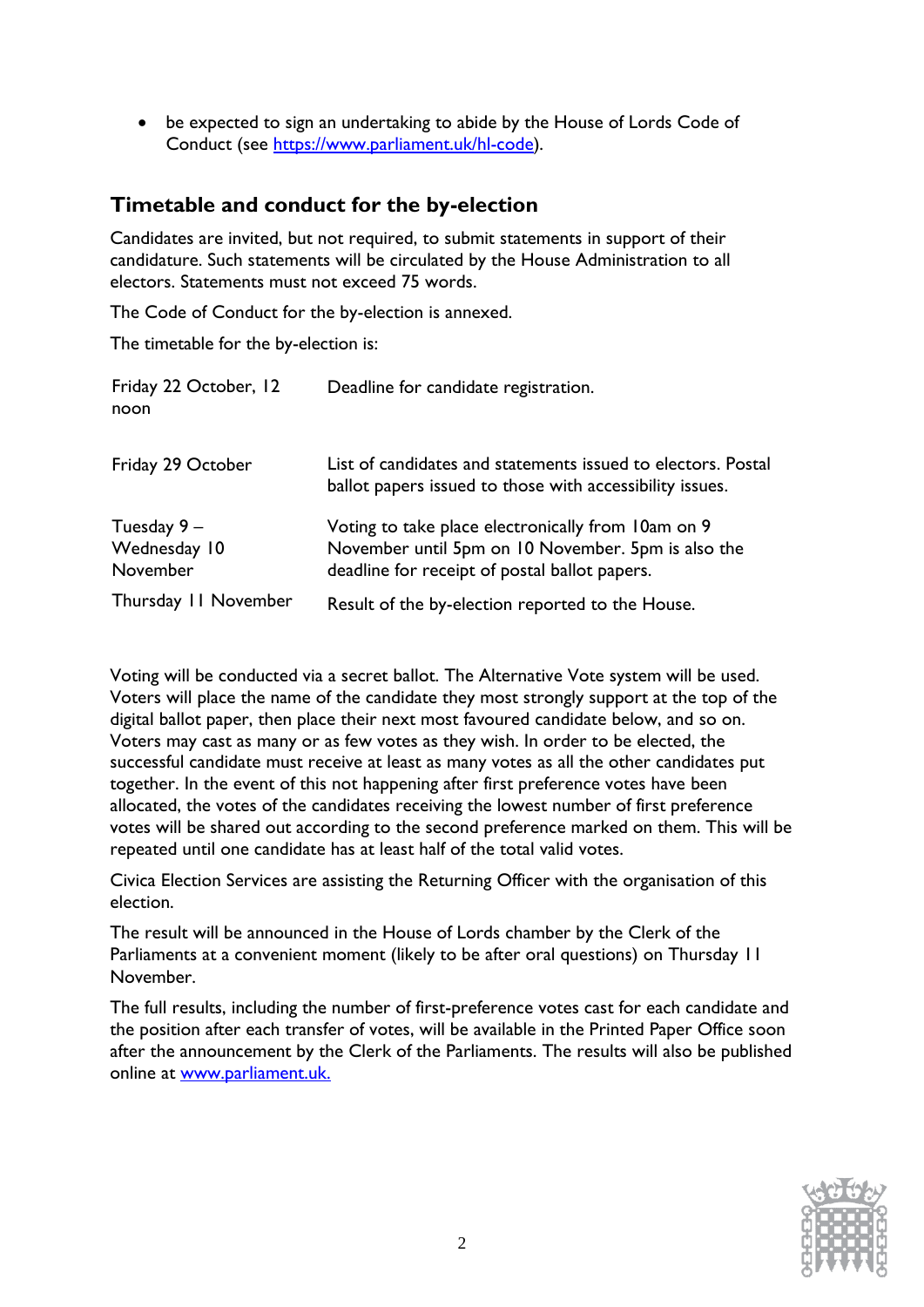- be expected to sign an undertaking to abide by the House of Lords Code of Conduct (see [https://www.parliament.uk/hl-code](https://www.parliament.uk/hl-code)).

## Timetable and conduct for the by-election

Candidates are invited, but not required, to submit statements in support of their candidature. Such statements will be circulated by the House Administration to all electors. Statements must not exceed 75 words.

The Code of Conduct for the by-election is annexed.

The timetable for the by-election is:

| | |
|---|---|
| Friday 22 October, 12 noon | Deadline for candidate registration. |
| Friday 29 October | List of candidates and statements issued to electors. Postal ballot papers issued to those with accessibility issues. |
| Tuesday 9 – Wednesday 10 November | Voting to take place electronically from 10am on 9 November until 5pm on 10 November. 5pm is also the deadline for receipt of postal ballot papers. |
| Thursday 11 November | Result of the by-election reported to the House. |

Voting will be conducted via a secret ballot. The Alternative Vote system will be used. Voters will place the name of the candidate they most strongly support at the top of the digital ballot paper, then place their next most favoured candidate below, and so on. Voters may cast as many or as few votes as they wish. In order to be elected, the successful candidate must receive at least as many votes as all the other candidates put together. In the event of this not happening after first preference votes have been allocated, the votes of the candidates receiving the lowest number of first preference votes will be shared out according to the second preference marked on them. This will be repeated until one candidate has at least half of the total valid votes.

Civica Election Services are assisting the Returning Officer with the organisation of this election.

The result will be announced in the House of Lords chamber by the Clerk of the Parliaments at a convenient moment (likely to be after oral questions) on Thursday 11 November.

The full results, including the number of first-preference votes cast for each candidate and the position after each transfer of votes, will be available in the Printed Paper Office soon after the announcement by the Clerk of the Parliaments. The results will also be published online at [www.parliament.uk.](http://www.parliament.uk)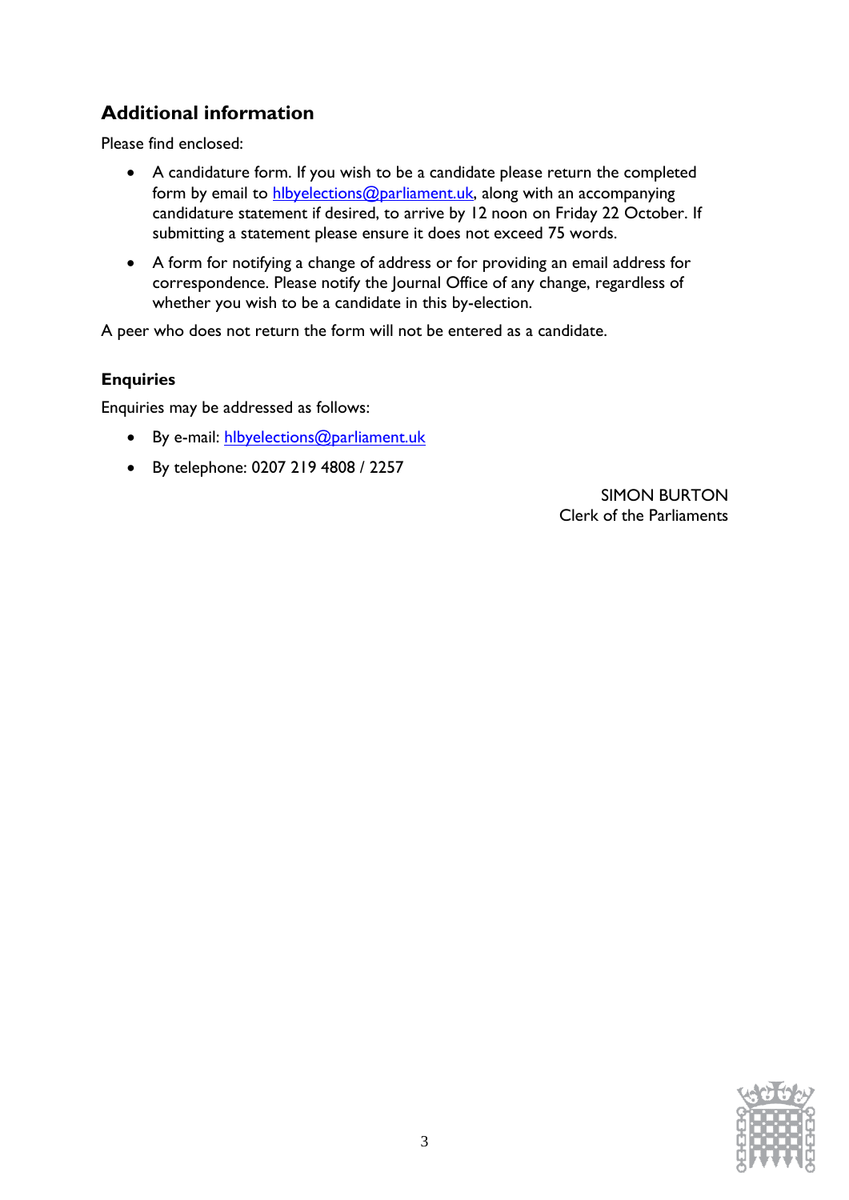## Additional information

Please find enclosed:

- A candidature form. If you wish to be a candidate please return the completed form by email to hlbyelections@parliament.uk, along with an accompanying candidature statement if desired, to arrive by 12 noon on Friday 22 October. If submitting a statement please ensure it does not exceed 75 words.
- A form for notifying a change of address or for providing an email address for correspondence. Please notify the Journal Office of any change, regardless of whether you wish to be a candidate in this by-election.

A peer who does not return the form will not be entered as a candidate.

### Enquiries

Enquiries may be addressed as follows:

- By e-mail: hlbyelections@parliament.uk
- By telephone: 0207 219 4808 / 2257

SIMON BURTON
Clerk of the Parliaments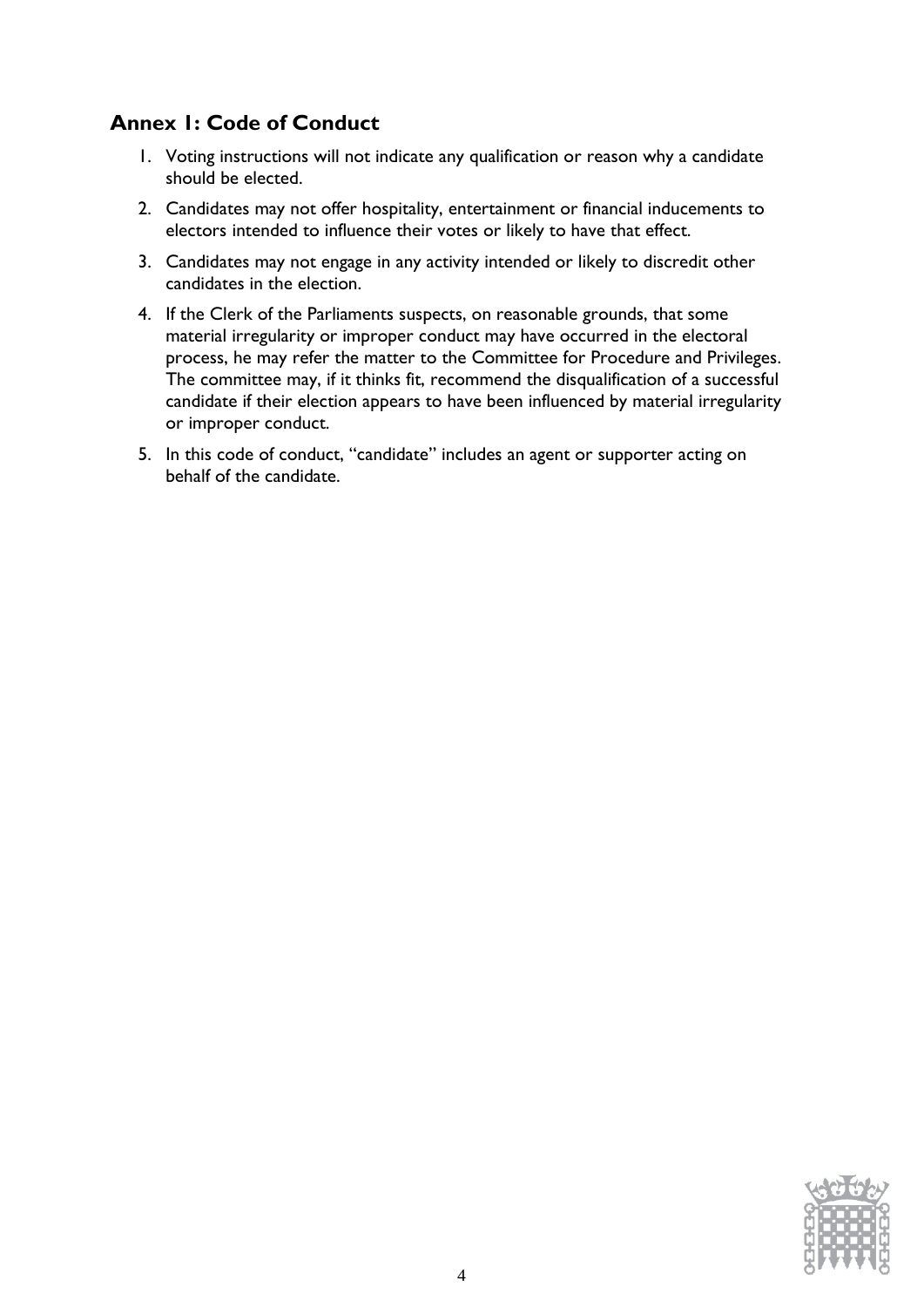## Annex 1: Code of Conduct

1. Voting instructions will not indicate any qualification or reason why a candidate should be elected.
2. Candidates may not offer hospitality, entertainment or financial inducements to electors intended to influence their votes or likely to have that effect.
3. Candidates may not engage in any activity intended or likely to discredit other candidates in the election.
4. If the Clerk of the Parliaments suspects, on reasonable grounds, that some material irregularity or improper conduct may have occurred in the electoral process, he may refer the matter to the Committee for Procedure and Privileges. The committee may, if it thinks fit, recommend the disqualification of a successful candidate if their election appears to have been influenced by material irregularity or improper conduct.
5. In this code of conduct, "candidate" includes an agent or supporter acting on behalf of the candidate.